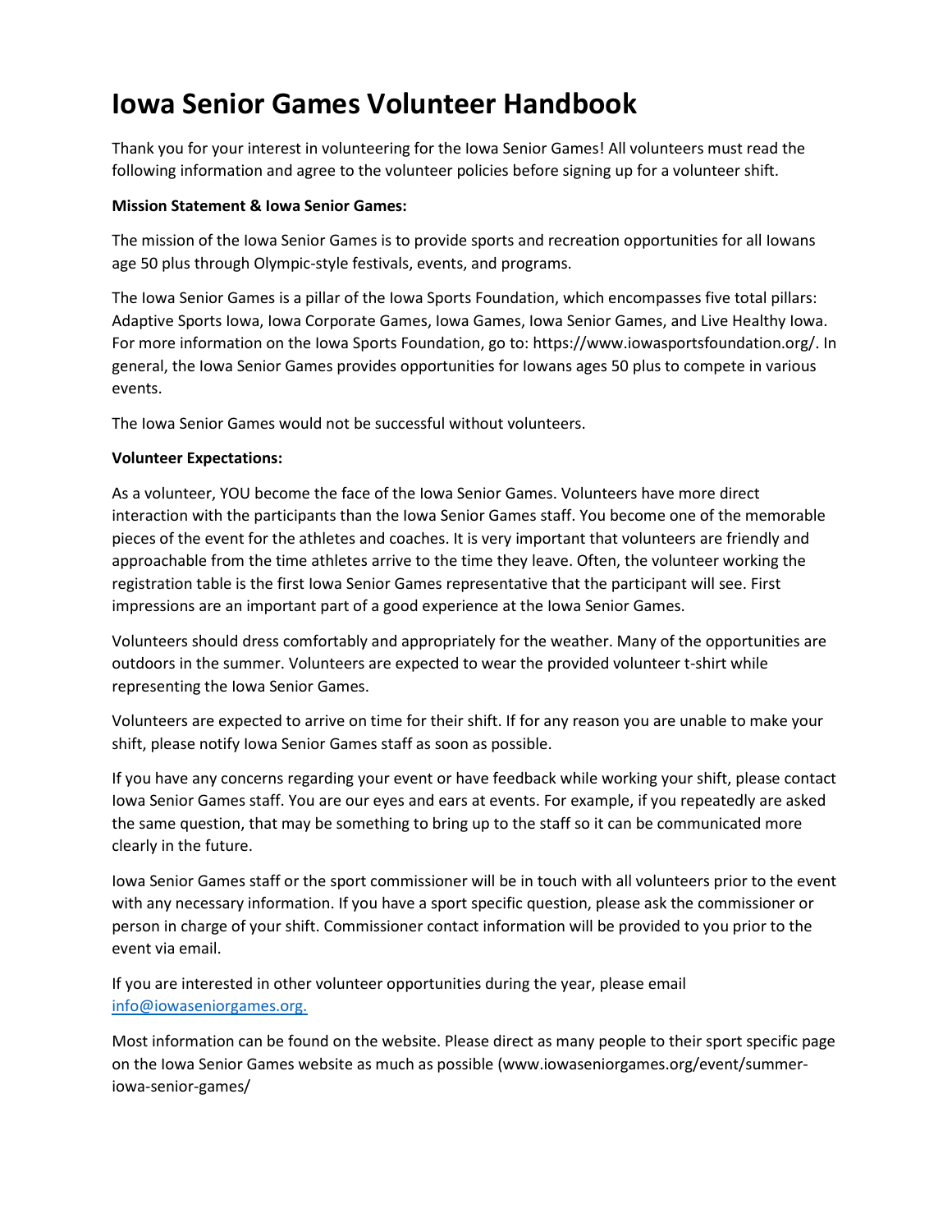# Iowa Senior Games Volunteer Handbook

Thank you for your interest in volunteering for the Iowa Senior Games! All volunteers must read the following information and agree to the volunteer policies before signing up for a volunteer shift.

**Mission Statement & Iowa Senior Games:**

The mission of the Iowa Senior Games is to provide sports and recreation opportunities for all Iowans age 50 plus through Olympic-style festivals, events, and programs.

The Iowa Senior Games is a pillar of the Iowa Sports Foundation, which encompasses five total pillars: Adaptive Sports Iowa, Iowa Corporate Games, Iowa Games, Iowa Senior Games, and Live Healthy Iowa. For more information on the Iowa Sports Foundation, go to: https://www.iowasportsfoundation.org/. In general, the Iowa Senior Games provides opportunities for Iowans ages 50 plus to compete in various events.

The Iowa Senior Games would not be successful without volunteers.

**Volunteer Expectations:**

As a volunteer, YOU become the face of the Iowa Senior Games. Volunteers have more direct interaction with the participants than the Iowa Senior Games staff. You become one of the memorable pieces of the event for the athletes and coaches. It is very important that volunteers are friendly and approachable from the time athletes arrive to the time they leave. Often, the volunteer working the registration table is the first Iowa Senior Games representative that the participant will see. First impressions are an important part of a good experience at the Iowa Senior Games.

Volunteers should dress comfortably and appropriately for the weather. Many of the opportunities are outdoors in the summer. Volunteers are expected to wear the provided volunteer t-shirt while representing the Iowa Senior Games.

Volunteers are expected to arrive on time for their shift. If for any reason you are unable to make your shift, please notify Iowa Senior Games staff as soon as possible.

If you have any concerns regarding your event or have feedback while working your shift, please contact Iowa Senior Games staff. You are our eyes and ears at events. For example, if you repeatedly are asked the same question, that may be something to bring up to the staff so it can be communicated more clearly in the future.

Iowa Senior Games staff or the sport commissioner will be in touch with all volunteers prior to the event with any necessary information. If you have a sport specific question, please ask the commissioner or person in charge of your shift. Commissioner contact information will be provided to you prior to the event via email.

If you are interested in other volunteer opportunities during the year, please email info@iowaseniorgames.org.

Most information can be found on the website. Please direct as many people to their sport specific page on the Iowa Senior Games website as much as possible (www.iowaseniorgames.org/event/summer-iowa-senior-games/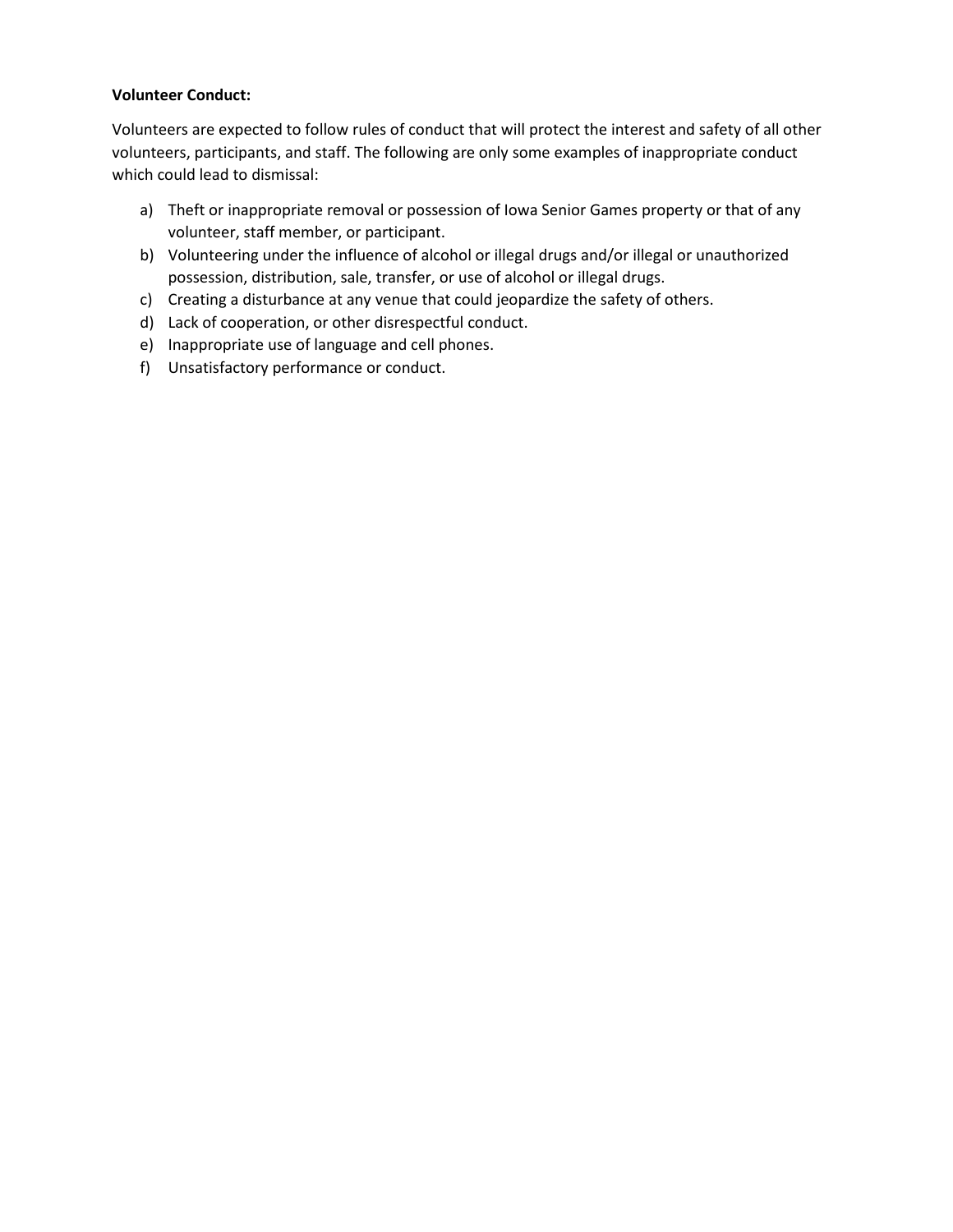**Volunteer Conduct:**

Volunteers are expected to follow rules of conduct that will protect the interest and safety of all other volunteers, participants, and staff. The following are only some examples of inappropriate conduct which could lead to dismissal:

a) Theft or inappropriate removal or possession of Iowa Senior Games property or that of any volunteer, staff member, or participant.
b) Volunteering under the influence of alcohol or illegal drugs and/or illegal or unauthorized possession, distribution, sale, transfer, or use of alcohol or illegal drugs.
c) Creating a disturbance at any venue that could jeopardize the safety of others.
d) Lack of cooperation, or other disrespectful conduct.
e) Inappropriate use of language and cell phones.
f) Unsatisfactory performance or conduct.